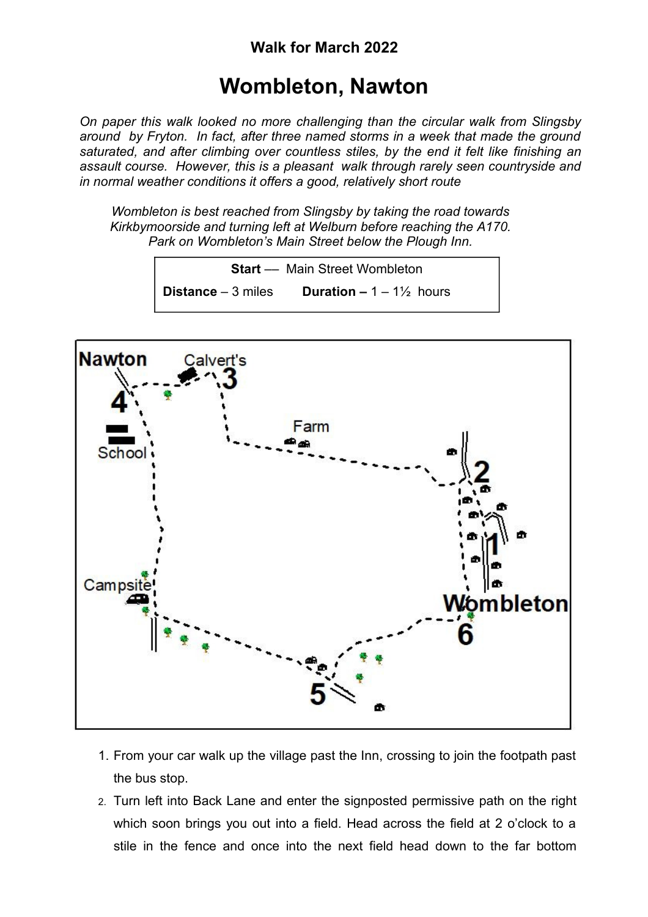**Walk for March 2022**

# Wombleton, Nawton

*On paper this walk looked no more challenging than the circular walk from Slingsby around by Fryton. In fact, after three named storms in a week that made the ground saturated, and after climbing over countless stiles, by the end it felt like finishing an assault course. However, this is a pleasant walk through rarely seen countryside and in normal weather conditions it offers a good, relatively short route*

*Wombleton is best reached from Slingsby by taking the road towards Kirkbymoorside and turning left at Welburn before reaching the A170. Park on Wombleton's Main Street below the Plough Inn.*

**Start** — Main Street Wombleton

**Distance** – 3 miles **Duration –** 1 – 1½ hours

1. From your car walk up the village past the Inn, crossing to join the footpath past the bus stop.
2. Turn left into Back Lane and enter the signposted permissive path on the right which soon brings you out into a field. Head across the field at 2 o'clock to a stile in the fence and once into the next field head down to the far bottom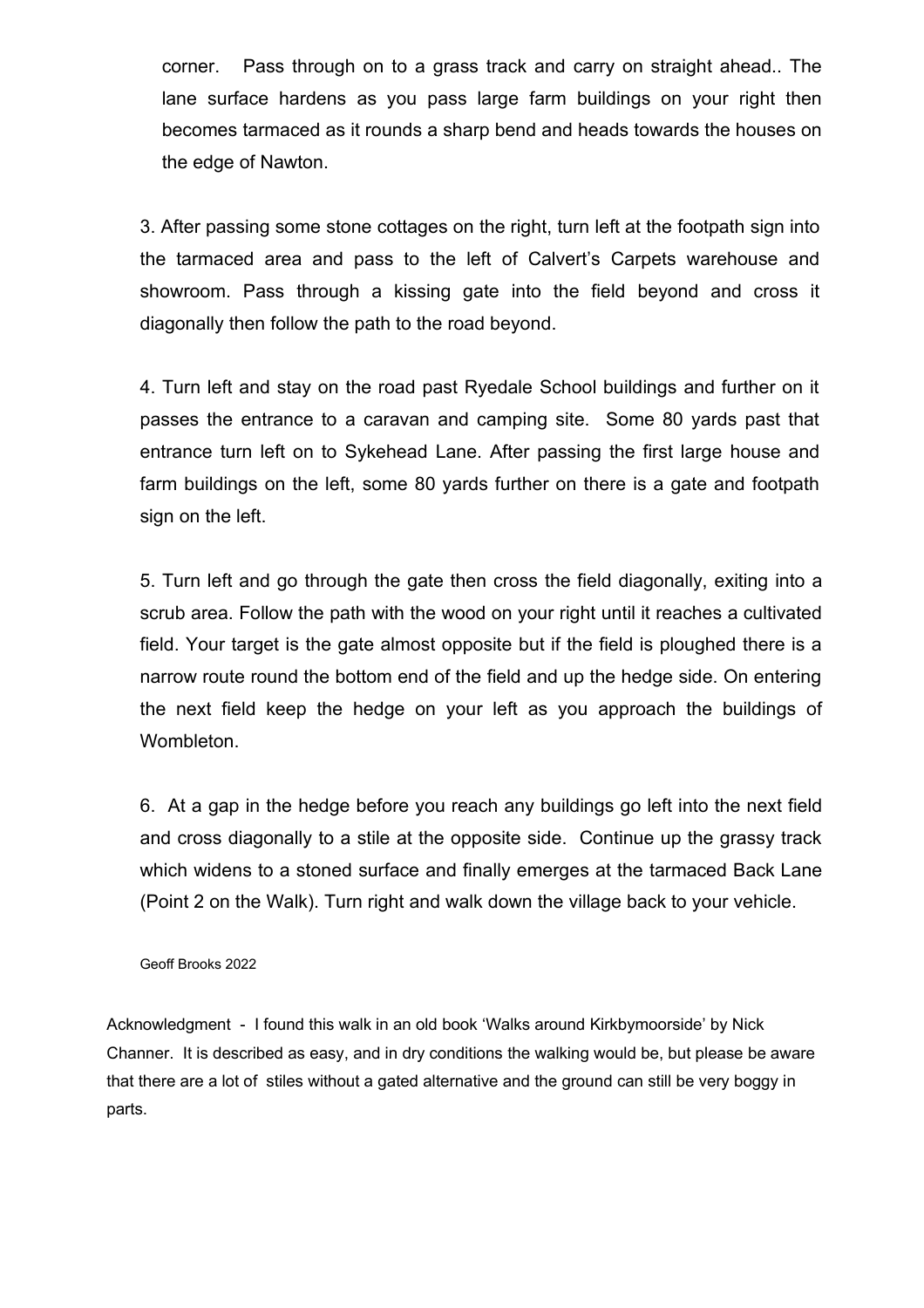corner. Pass through on to a grass track and carry on straight ahead.. The lane surface hardens as you pass large farm buildings on your right then becomes tarmaced as it rounds a sharp bend and heads towards the houses on the edge of Nawton.

3. After passing some stone cottages on the right, turn left at the footpath sign into the tarmaced area and pass to the left of Calvert's Carpets warehouse and showroom. Pass through a kissing gate into the field beyond and cross it diagonally then follow the path to the road beyond.

4. Turn left and stay on the road past Ryedale School buildings and further on it passes the entrance to a caravan and camping site. Some 80 yards past that entrance turn left on to Sykehead Lane. After passing the first large house and farm buildings on the left, some 80 yards further on there is a gate and footpath sign on the left.

5. Turn left and go through the gate then cross the field diagonally, exiting into a scrub area. Follow the path with the wood on your right until it reaches a cultivated field. Your target is the gate almost opposite but if the field is ploughed there is a narrow route round the bottom end of the field and up the hedge side. On entering the next field keep the hedge on your left as you approach the buildings of Wombleton.

6. At a gap in the hedge before you reach any buildings go left into the next field and cross diagonally to a stile at the opposite side. Continue up the grassy track which widens to a stoned surface and finally emerges at the tarmaced Back Lane (Point 2 on the Walk). Turn right and walk down the village back to your vehicle.

Geoff Brooks 2022

Acknowledgment - I found this walk in an old book 'Walks around Kirkbymoorside' by Nick Channer. It is described as easy, and in dry conditions the walking would be, but please be aware that there are a lot of stiles without a gated alternative and the ground can still be very boggy in parts.